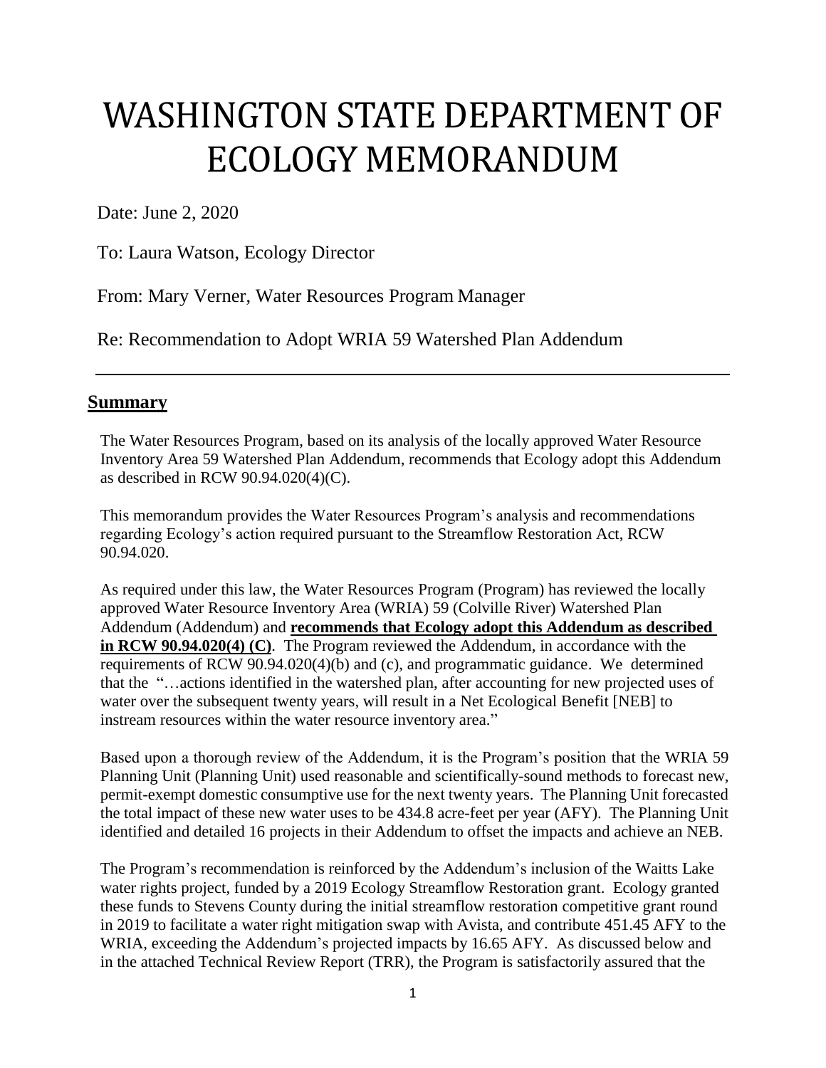# WASHINGTON STATE DEPARTMENT OF ECOLOGY MEMORANDUM

Date: June 2, 2020

To: Laura Watson, Ecology Director

From: Mary Verner, Water Resources Program Manager

Re: Recommendation to Adopt WRIA 59 Watershed Plan Addendum

---

## Summary

The Water Resources Program, based on its analysis of the locally approved Water Resource Inventory Area 59 Watershed Plan Addendum, recommends that Ecology adopt this Addendum as described in RCW 90.94.020(4)(C).

This memorandum provides the Water Resources Program's analysis and recommendations regarding Ecology's action required pursuant to the Streamflow Restoration Act, RCW 90.94.020.

As required under this law, the Water Resources Program (Program) has reviewed the locally approved Water Resource Inventory Area (WRIA) 59 (Colville River) Watershed Plan Addendum (Addendum) and **recommends that Ecology adopt this Addendum as described in RCW 90.94.020(4) (C)**. The Program reviewed the Addendum, in accordance with the requirements of RCW 90.94.020(4)(b) and (c), and programmatic guidance. We determined that the "…actions identified in the watershed plan, after accounting for new projected uses of water over the subsequent twenty years, will result in a Net Ecological Benefit [NEB] to instream resources within the water resource inventory area."

Based upon a thorough review of the Addendum, it is the Program's position that the WRIA 59 Planning Unit (Planning Unit) used reasonable and scientifically-sound methods to forecast new, permit-exempt domestic consumptive use for the next twenty years. The Planning Unit forecasted the total impact of these new water uses to be 434.8 acre-feet per year (AFY). The Planning Unit identified and detailed 16 projects in their Addendum to offset the impacts and achieve an NEB.

The Program's recommendation is reinforced by the Addendum's inclusion of the Waitts Lake water rights project, funded by a 2019 Ecology Streamflow Restoration grant. Ecology granted these funds to Stevens County during the initial streamflow restoration competitive grant round in 2019 to facilitate a water right mitigation swap with Avista, and contribute 451.45 AFY to the WRIA, exceeding the Addendum's projected impacts by 16.65 AFY. As discussed below and in the attached Technical Review Report (TRR), the Program is satisfactorily assured that the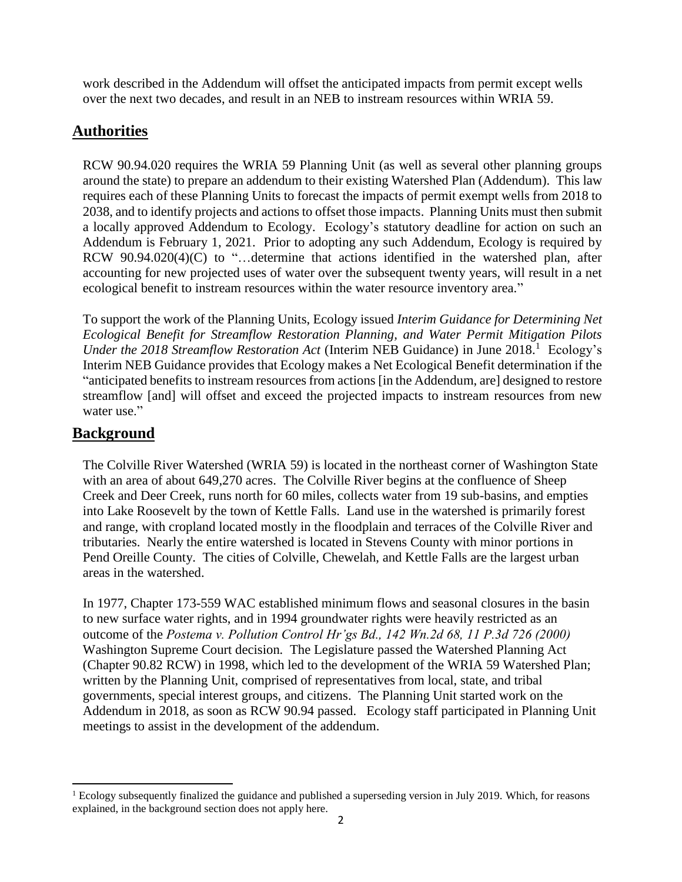work described in the Addendum will offset the anticipated impacts from permit except wells over the next two decades, and result in an NEB to instream resources within WRIA 59.

## Authorities

RCW 90.94.020 requires the WRIA 59 Planning Unit (as well as several other planning groups around the state) to prepare an addendum to their existing Watershed Plan (Addendum). This law requires each of these Planning Units to forecast the impacts of permit exempt wells from 2018 to 2038, and to identify projects and actions to offset those impacts. Planning Units must then submit a locally approved Addendum to Ecology. Ecology's statutory deadline for action on such an Addendum is February 1, 2021. Prior to adopting any such Addendum, Ecology is required by RCW 90.94.020(4)(C) to "…determine that actions identified in the watershed plan, after accounting for new projected uses of water over the subsequent twenty years, will result in a net ecological benefit to instream resources within the water resource inventory area."

To support the work of the Planning Units, Ecology issued *Interim Guidance for Determining Net Ecological Benefit for Streamflow Restoration Planning, and Water Permit Mitigation Pilots Under the 2018 Streamflow Restoration Act* (Interim NEB Guidance) in June 2018.[1] Ecology's Interim NEB Guidance provides that Ecology makes a Net Ecological Benefit determination if the "anticipated benefits to instream resources from actions [in the Addendum, are] designed to restore streamflow [and] will offset and exceed the projected impacts to instream resources from new water use."

## Background

The Colville River Watershed (WRIA 59) is located in the northeast corner of Washington State with an area of about 649,270 acres. The Colville River begins at the confluence of Sheep Creek and Deer Creek, runs north for 60 miles, collects water from 19 sub-basins, and empties into Lake Roosevelt by the town of Kettle Falls. Land use in the watershed is primarily forest and range, with cropland located mostly in the floodplain and terraces of the Colville River and tributaries. Nearly the entire watershed is located in Stevens County with minor portions in Pend Oreille County. The cities of Colville, Chewelah, and Kettle Falls are the largest urban areas in the watershed.

In 1977, Chapter 173-559 WAC established minimum flows and seasonal closures in the basin to new surface water rights, and in 1994 groundwater rights were heavily restricted as an outcome of the *Postema v. Pollution Control Hr'gs Bd., 142 Wn.2d 68, 11 P.3d 726 (2000)* Washington Supreme Court decision. The Legislature passed the Watershed Planning Act (Chapter 90.82 RCW) in 1998, which led to the development of the WRIA 59 Watershed Plan; written by the Planning Unit, comprised of representatives from local, state, and tribal governments, special interest groups, and citizens. The Planning Unit started work on the Addendum in 2018, as soon as RCW 90.94 passed. Ecology staff participated in Planning Unit meetings to assist in the development of the addendum.

---

[1] Ecology subsequently finalized the guidance and published a superseding version in July 2019. Which, for reasons explained, in the background section does not apply here.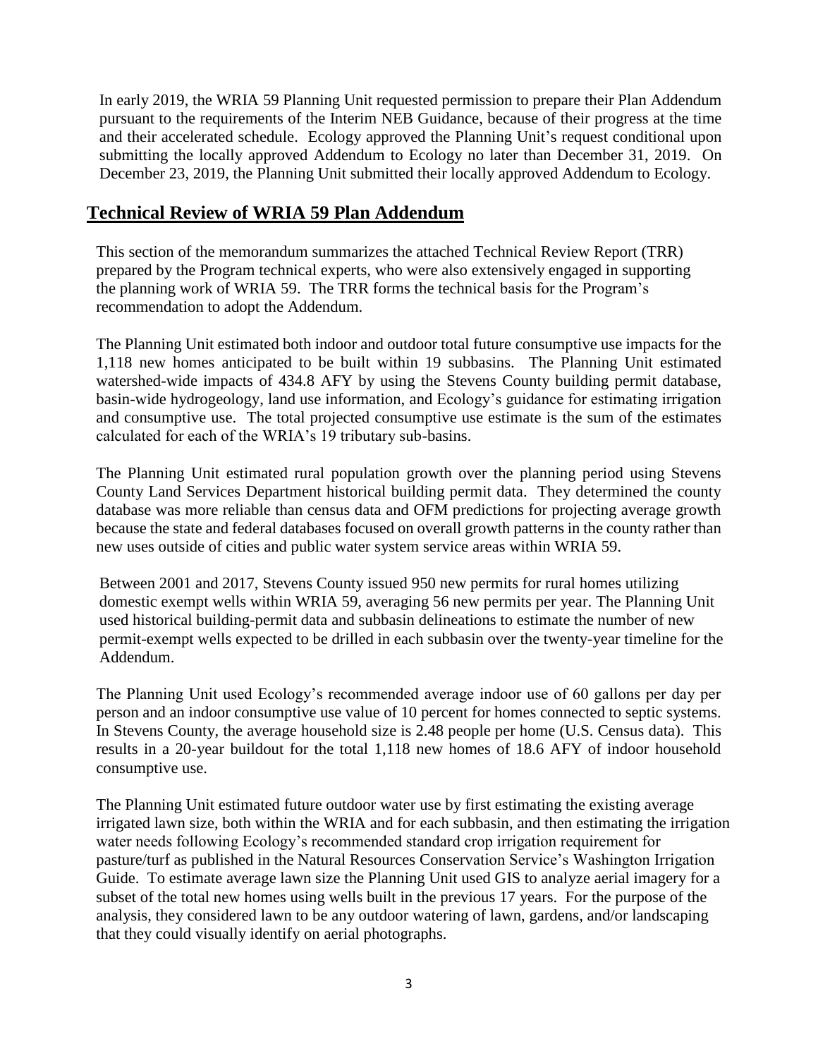In early 2019, the WRIA 59 Planning Unit requested permission to prepare their Plan Addendum pursuant to the requirements of the Interim NEB Guidance, because of their progress at the time and their accelerated schedule. Ecology approved the Planning Unit's request conditional upon submitting the locally approved Addendum to Ecology no later than December 31, 2019. On December 23, 2019, the Planning Unit submitted their locally approved Addendum to Ecology.

## Technical Review of WRIA 59 Plan Addendum

This section of the memorandum summarizes the attached Technical Review Report (TRR) prepared by the Program technical experts, who were also extensively engaged in supporting the planning work of WRIA 59. The TRR forms the technical basis for the Program's recommendation to adopt the Addendum.

The Planning Unit estimated both indoor and outdoor total future consumptive use impacts for the 1,118 new homes anticipated to be built within 19 subbasins. The Planning Unit estimated watershed-wide impacts of 434.8 AFY by using the Stevens County building permit database, basin-wide hydrogeology, land use information, and Ecology's guidance for estimating irrigation and consumptive use. The total projected consumptive use estimate is the sum of the estimates calculated for each of the WRIA's 19 tributary sub-basins.

The Planning Unit estimated rural population growth over the planning period using Stevens County Land Services Department historical building permit data. They determined the county database was more reliable than census data and OFM predictions for projecting average growth because the state and federal databases focused on overall growth patterns in the county rather than new uses outside of cities and public water system service areas within WRIA 59.

Between 2001 and 2017, Stevens County issued 950 new permits for rural homes utilizing domestic exempt wells within WRIA 59, averaging 56 new permits per year. The Planning Unit used historical building-permit data and subbasin delineations to estimate the number of new permit-exempt wells expected to be drilled in each subbasin over the twenty-year timeline for the Addendum.

The Planning Unit used Ecology's recommended average indoor use of 60 gallons per day per person and an indoor consumptive use value of 10 percent for homes connected to septic systems. In Stevens County, the average household size is 2.48 people per home (U.S. Census data). This results in a 20-year buildout for the total 1,118 new homes of 18.6 AFY of indoor household consumptive use.

The Planning Unit estimated future outdoor water use by first estimating the existing average irrigated lawn size, both within the WRIA and for each subbasin, and then estimating the irrigation water needs following Ecology's recommended standard crop irrigation requirement for pasture/turf as published in the Natural Resources Conservation Service's Washington Irrigation Guide. To estimate average lawn size the Planning Unit used GIS to analyze aerial imagery for a subset of the total new homes using wells built in the previous 17 years. For the purpose of the analysis, they considered lawn to be any outdoor watering of lawn, gardens, and/or landscaping that they could visually identify on aerial photographs.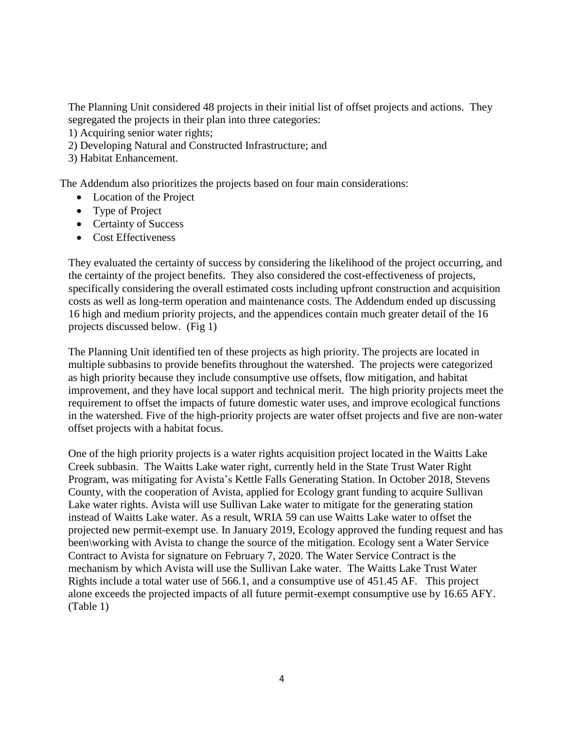The Planning Unit considered 48 projects in their initial list of offset projects and actions. They segregated the projects in their plan into three categories:

1) Acquiring senior water rights;
2) Developing Natural and Constructed Infrastructure; and
3) Habitat Enhancement.

The Addendum also prioritizes the projects based on four main considerations:

- Location of the Project
- Type of Project
- Certainty of Success
- Cost Effectiveness

They evaluated the certainty of success by considering the likelihood of the project occurring, and the certainty of the project benefits. They also considered the cost-effectiveness of projects, specifically considering the overall estimated costs including upfront construction and acquisition costs as well as long-term operation and maintenance costs. The Addendum ended up discussing 16 high and medium priority projects, and the appendices contain much greater detail of the 16 projects discussed below. (Fig 1)

The Planning Unit identified ten of these projects as high priority. The projects are located in multiple subbasins to provide benefits throughout the watershed. The projects were categorized as high priority because they include consumptive use offsets, flow mitigation, and habitat improvement, and they have local support and technical merit. The high priority projects meet the requirement to offset the impacts of future domestic water uses, and improve ecological functions in the watershed. Five of the high-priority projects are water offset projects and five are non-water offset projects with a habitat focus.

One of the high priority projects is a water rights acquisition project located in the Waitts Lake Creek subbasin. The Waitts Lake water right, currently held in the State Trust Water Right Program, was mitigating for Avista's Kettle Falls Generating Station. In October 2018, Stevens County, with the cooperation of Avista, applied for Ecology grant funding to acquire Sullivan Lake water rights. Avista will use Sullivan Lake water to mitigate for the generating station instead of Waitts Lake water. As a result, WRIA 59 can use Waitts Lake water to offset the projected new permit-exempt use. In January 2019, Ecology approved the funding request and has been\working with Avista to change the source of the mitigation. Ecology sent a Water Service Contract to Avista for signature on February 7, 2020. The Water Service Contract is the mechanism by which Avista will use the Sullivan Lake water. The Waitts Lake Trust Water Rights include a total water use of 566.1, and a consumptive use of 451.45 AF. This project alone exceeds the projected impacts of all future permit-exempt consumptive use by 16.65 AFY. (Table 1)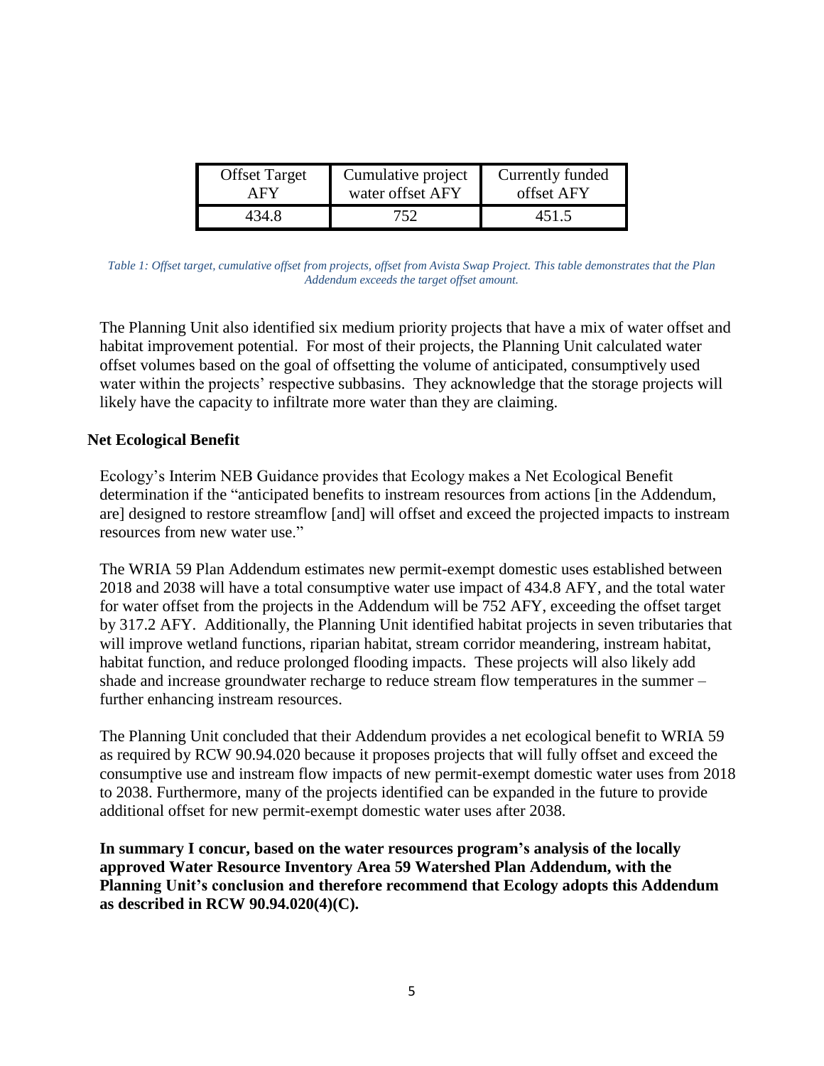| Offset Target AFY | Cumulative project water offset AFY | Currently funded offset AFY |
|---|---|---|
| 434.8 | 752 | 451.5 |

*Table 1: Offset target, cumulative offset from projects, offset from Avista Swap Project. This table demonstrates that the Plan Addendum exceeds the target offset amount.*

The Planning Unit also identified six medium priority projects that have a mix of water offset and habitat improvement potential. For most of their projects, the Planning Unit calculated water offset volumes based on the goal of offsetting the volume of anticipated, consumptively used water within the projects' respective subbasins. They acknowledge that the storage projects will likely have the capacity to infiltrate more water than they are claiming.

**Net Ecological Benefit**

Ecology's Interim NEB Guidance provides that Ecology makes a Net Ecological Benefit determination if the "anticipated benefits to instream resources from actions [in the Addendum, are] designed to restore streamflow [and] will offset and exceed the projected impacts to instream resources from new water use."

The WRIA 59 Plan Addendum estimates new permit-exempt domestic uses established between 2018 and 2038 will have a total consumptive water use impact of 434.8 AFY, and the total water for water offset from the projects in the Addendum will be 752 AFY, exceeding the offset target by 317.2 AFY. Additionally, the Planning Unit identified habitat projects in seven tributaries that will improve wetland functions, riparian habitat, stream corridor meandering, instream habitat, habitat function, and reduce prolonged flooding impacts. These projects will also likely add shade and increase groundwater recharge to reduce stream flow temperatures in the summer – further enhancing instream resources.

The Planning Unit concluded that their Addendum provides a net ecological benefit to WRIA 59 as required by RCW 90.94.020 because it proposes projects that will fully offset and exceed the consumptive use and instream flow impacts of new permit-exempt domestic water uses from 2018 to 2038. Furthermore, many of the projects identified can be expanded in the future to provide additional offset for new permit-exempt domestic water uses after 2038.

**In summary I concur, based on the water resources program's analysis of the locally approved Water Resource Inventory Area 59 Watershed Plan Addendum, with the Planning Unit's conclusion and therefore recommend that Ecology adopts this Addendum as described in RCW 90.94.020(4)(C).**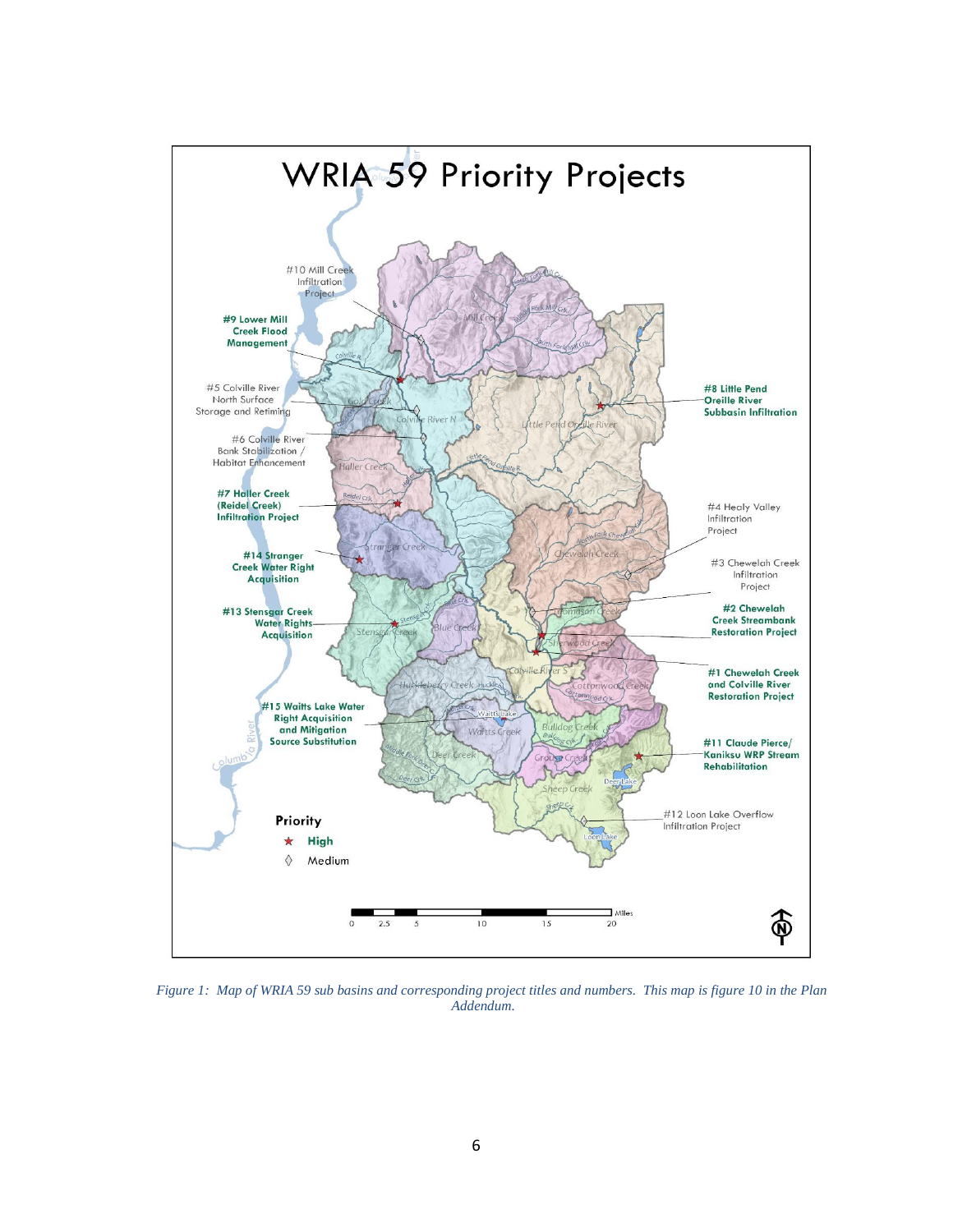WRIA 59 Priority Projects

#10 Mill Creek Infiltration Project

#9 Lower Mill Creek Flood Management

#5 Colville River North Surface Storage and Retiming

#6 Colville River Bank Stabilization / Habitat Enhancement

#7 Haller Creek (Reidel Creek) Infiltration Project

#14 Stranger Creek Water Right Acquisition

#13 Stensgar Creek Water Rights Acquisition

#15 Waitts Lake Water Right Acquisition and Mitigation Source Substitution

#8 Little Pend Oreille River Subbasin Infiltration

#4 Healy Valley Infiltration Project

#3 Chewelah Creek Infiltration Project

#2 Chewelah Creek Streambank Restoration Project

#1 Chewelah Creek and Colville River Restoration Project

#11 Claude Pierce/ Kaniksu WRP Stream Rehabilitation

#12 Loon Lake Overflow Infiltration Project

Priority

High

Medium

0 2.5 5 10 15 20 Miles

*Figure 1: Map of WRIA 59 sub basins and corresponding project titles and numbers. This map is figure 10 in the Plan Addendum.*